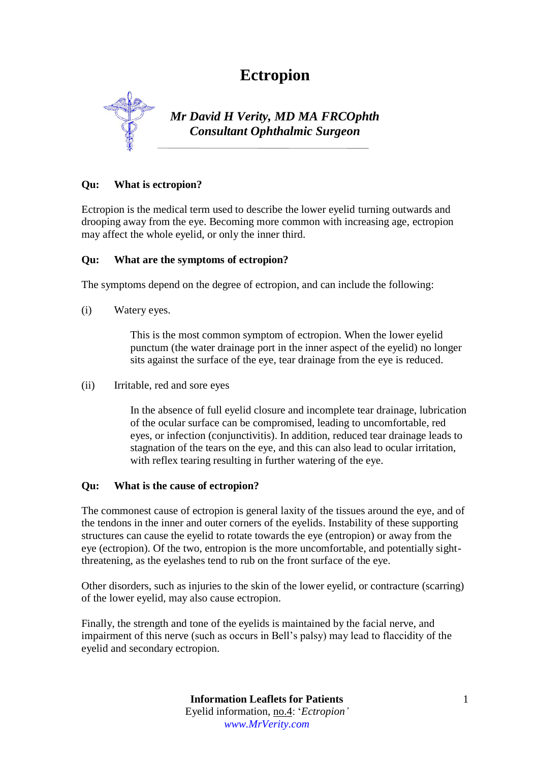# Ectropion

***Mr David H Verity, MD MA FRCOphth***
***Consultant Ophthalmic Surgeon***

---

**Qu: What is ectropion?**

Ectropion is the medical term used to describe the lower eyelid turning outwards and drooping away from the eye. Becoming more common with increasing age, ectropion may affect the whole eyelid, or only the inner third.

**Qu: What are the symptoms of ectropion?**

The symptoms depend on the degree of ectropion, and can include the following:

(i) Watery eyes.

> This is the most common symptom of ectropion. When the lower eyelid punctum (the water drainage port in the inner aspect of the eyelid) no longer sits against the surface of the eye, tear drainage from the eye is reduced.

(ii) Irritable, red and sore eyes

> In the absence of full eyelid closure and incomplete tear drainage, lubrication of the ocular surface can be compromised, leading to uncomfortable, red eyes, or infection (conjunctivitis). In addition, reduced tear drainage leads to stagnation of the tears on the eye, and this can also lead to ocular irritation, with reflex tearing resulting in further watering of the eye.

**Qu: What is the cause of ectropion?**

The commonest cause of ectropion is general laxity of the tissues around the eye, and of the tendons in the inner and outer corners of the eyelids. Instability of these supporting structures can cause the eyelid to rotate towards the eye (entropion) or away from the eye (ectropion). Of the two, entropion is the more uncomfortable, and potentially sight-threatening, as the eyelashes tend to rub on the front surface of the eye.

Other disorders, such as injuries to the skin of the lower eyelid, or contracture (scarring) of the lower eyelid, may also cause ectropion.

Finally, the strength and tone of the eyelids is maintained by the facial nerve, and impairment of this nerve (such as occurs in Bell's palsy) may lead to flaccidity of the eyelid and secondary ectropion.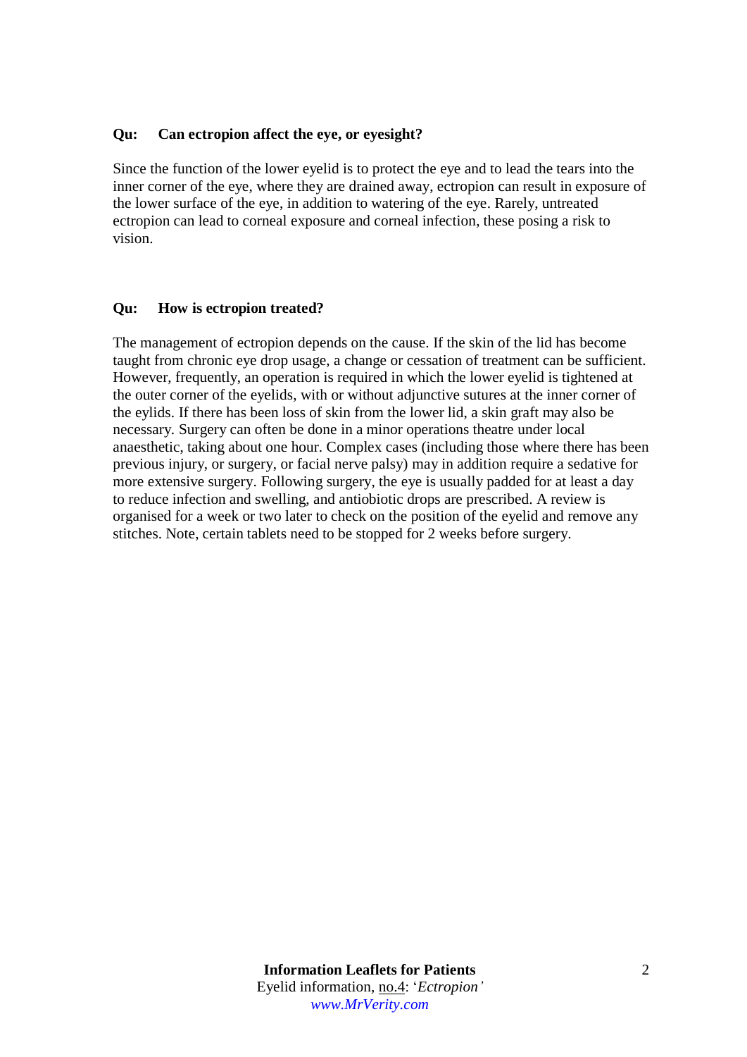**Qu: Can ectropion affect the eye, or eyesight?**

Since the function of the lower eyelid is to protect the eye and to lead the tears into the inner corner of the eye, where they are drained away, ectropion can result in exposure of the lower surface of the eye, in addition to watering of the eye. Rarely, untreated ectropion can lead to corneal exposure and corneal infection, these posing a risk to vision.

**Qu: How is ectropion treated?**

The management of ectropion depends on the cause. If the skin of the lid has become taught from chronic eye drop usage, a change or cessation of treatment can be sufficient. However, frequently, an operation is required in which the lower eyelid is tightened at the outer corner of the eyelids, with or without adjunctive sutures at the inner corner of the eylids. If there has been loss of skin from the lower lid, a skin graft may also be necessary. Surgery can often be done in a minor operations theatre under local anaesthetic, taking about one hour. Complex cases (including those where there has been previous injury, or surgery, or facial nerve palsy) may in addition require a sedative for more extensive surgery. Following surgery, the eye is usually padded for at least a day to reduce infection and swelling, and antiobiotic drops are prescribed. A review is organised for a week or two later to check on the position of the eyelid and remove any stitches. Note, certain tablets need to be stopped for 2 weeks before surgery.